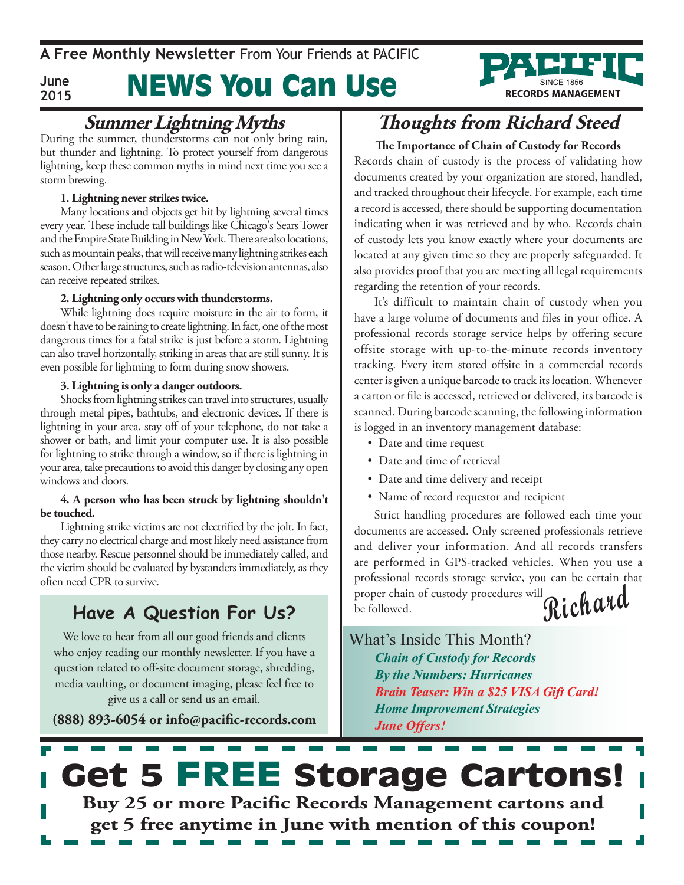A Free Monthly Newsletter From Your Friends at PACIFIC

June 2015

# NEWS You Can Use

PACIFIC SINCE 1856 RECORDS MANAGEMENT

## Summer Lightning Myths

During the summer, thunderstorms can not only bring rain, but thunder and lightning. To protect yourself from dangerous lightning, keep these common myths in mind next time you see a storm brewing.

**1. Lightning never strikes twice.**

Many locations and objects get hit by lightning several times every year. These include tall buildings like Chicago's Sears Tower and the Empire State Building in New York. There are also locations, such as mountain peaks, that will receive many lightning strikes each season. Other large structures, such as radio-television antennas, also can receive repeated strikes.

**2. Lightning only occurs with thunderstorms.**

While lightning does require moisture in the air to form, it doesn't have to be raining to create lightning. In fact, one of the most dangerous times for a fatal strike is just before a storm. Lightning can also travel horizontally, striking in areas that are still sunny. It is even possible for lightning to form during snow showers.

**3. Lightning is only a danger outdoors.**

Shocks from lightning strikes can travel into structures, usually through metal pipes, bathtubs, and electronic devices. If there is lightning in your area, stay off of your telephone, do not take a shower or bath, and limit your computer use. It is also possible for lightning to strike through a window, so if there is lightning in your area, take precautions to avoid this danger by closing any open windows and doors.

**4. A person who has been struck by lightning shouldn't be touched.**

Lightning strike victims are not electrified by the jolt. In fact, they carry no electrical charge and most likely need assistance from those nearby. Rescue personnel should be immediately called, and the victim should be evaluated by bystanders immediately, as they often need CPR to survive.

## Have A Question For Us?

We love to hear from all our good friends and clients who enjoy reading our monthly newsletter. If you have a question related to off-site document storage, shredding, media vaulting, or document imaging, please feel free to give us a call or send us an email.

**(888) 893-6054 or info@pacific-records.com**

## Thoughts from Richard Steed

**The Importance of Chain of Custody for Records**

Records chain of custody is the process of validating how documents created by your organization are stored, handled, and tracked throughout their lifecycle. For example, each time a record is accessed, there should be supporting documentation indicating when it was retrieved and by who. Records chain of custody lets you know exactly where your documents are located at any given time so they are properly safeguarded. It also provides proof that you are meeting all legal requirements regarding the retention of your records.

It's difficult to maintain chain of custody when you have a large volume of documents and files in your office. A professional records storage service helps by offering secure offsite storage with up-to-the-minute records inventory tracking. Every item stored offsite in a commercial records center is given a unique barcode to track its location. Whenever a carton or file is accessed, retrieved or delivered, its barcode is scanned. During barcode scanning, the following information is logged in an inventory management database:

- Date and time request
- Date and time of retrieval
- Date and time delivery and receipt
- Name of record requestor and recipient

Strict handling procedures are followed each time your documents are accessed. Only screened professionals retrieve and deliver your information. And all records transfers are performed in GPS-tracked vehicles. When you use a professional records storage service, you can be certain that proper chain of custody procedures will be followed.

Richard

### What's Inside This Month?

*Chain of Custody for Records*
*By the Numbers: Hurricanes*
*Brain Teaser: Win a $25 VISA Gift Card!*
*Home Improvement Strategies*
*June Offers!*

## Get 5 FREE Storage Cartons!

**Buy 25 or more Pacific Records Management cartons and get 5 free anytime in June with mention of this coupon!**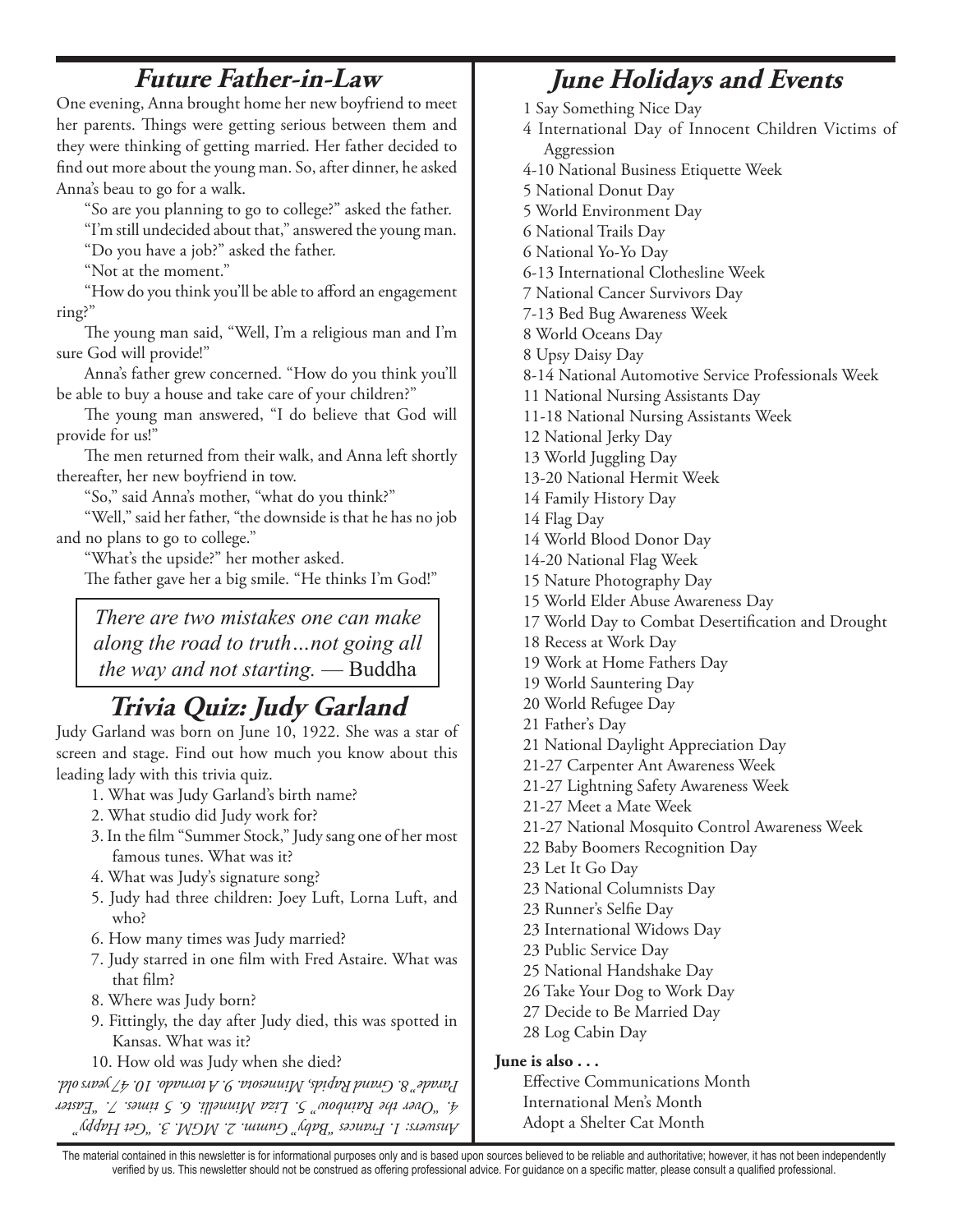## Future Father-in-Law

One evening, Anna brought home her new boyfriend to meet her parents. Things were getting serious between them and they were thinking of getting married. Her father decided to find out more about the young man. So, after dinner, he asked Anna's beau to go for a walk.

"So are you planning to go to college?" asked the father.

"I'm still undecided about that," answered the young man.

"Do you have a job?" asked the father.

"Not at the moment."

"How do you think you'll be able to afford an engagement ring?"

The young man said, "Well, I'm a religious man and I'm sure God will provide!"

Anna's father grew concerned. "How do you think you'll be able to buy a house and take care of your children?"

The young man answered, "I do believe that God will provide for us!"

The men returned from their walk, and Anna left shortly thereafter, her new boyfriend in tow.

"So," said Anna's mother, "what do you think?"

"Well," said her father, "the downside is that he has no job and no plans to go to college."

"What's the upside?" her mother asked.

The father gave her a big smile. "He thinks I'm God!"

> *There are two mistakes one can make along the road to truth…not going all the way and not starting.* — Buddha

## Trivia Quiz: Judy Garland

Judy Garland was born on June 10, 1922. She was a star of screen and stage. Find out how much you know about this leading lady with this trivia quiz.

1. What was Judy Garland's birth name?
2. What studio did Judy work for?
3. In the film "Summer Stock," Judy sang one of her most famous tunes. What was it?
4. What was Judy's signature song?
5. Judy had three children: Joey Luft, Lorna Luft, and who?
6. How many times was Judy married?
7. Judy starred in one film with Fred Astaire. What was that film?
8. Where was Judy born?
9. Fittingly, the day after Judy died, this was spotted in Kansas. What was it?
10. How old was Judy when she died?

*Answers: 1. Frances "Baby" Gumm. 2. MGM. 3. "Get Happy" 4. "Over the Rainbow" 5. Liza Minnelli. 6. 5 times. 7. "Easter Parade" 8. Grand Rapids, Minnesota. 9. A tornado. 10. 47 years old.*

## June Holidays and Events

- 1 Say Something Nice Day
- 4 International Day of Innocent Children Victims of Aggression
- 4-10 National Business Etiquette Week
- 5 National Donut Day
- 5 World Environment Day
- 6 National Trails Day
- 6 National Yo-Yo Day
- 6-13 International Clothesline Week
- 7 National Cancer Survivors Day
- 7-13 Bed Bug Awareness Week
- 8 World Oceans Day
- 8 Upsy Daisy Day
- 8-14 National Automotive Service Professionals Week
- 11 National Nursing Assistants Day
- 11-18 National Nursing Assistants Week
- 12 National Jerky Day
- 13 World Juggling Day
- 13-20 National Hermit Week
- 14 Family History Day
- 14 Flag Day
- 14 World Blood Donor Day
- 14-20 National Flag Week
- 15 Nature Photography Day
- 15 World Elder Abuse Awareness Day
- 17 World Day to Combat Desertification and Drought
- 18 Recess at Work Day
- 19 Work at Home Fathers Day
- 19 World Sauntering Day
- 20 World Refugee Day
- 21 Father's Day
- 21 National Daylight Appreciation Day
- 21-27 Carpenter Ant Awareness Week
- 21-27 Lightning Safety Awareness Week
- 21-27 Meet a Mate Week
- 21-27 National Mosquito Control Awareness Week
- 22 Baby Boomers Recognition Day
- 23 Let It Go Day
- 23 National Columnists Day
- 23 Runner's Selfie Day
- 23 International Widows Day
- 23 Public Service Day
- 25 National Handshake Day
- 26 Take Your Dog to Work Day
- 27 Decide to Be Married Day
- 28 Log Cabin Day

**June is also . . .**

- Effective Communications Month
- International Men's Month
- Adopt a Shelter Cat Month

The material contained in this newsletter is for informational purposes only and is based upon sources believed to be reliable and authoritative; however, it has not been independently verified by us. This newsletter should not be construed as offering professional advice. For guidance on a specific matter, please consult a qualified professional.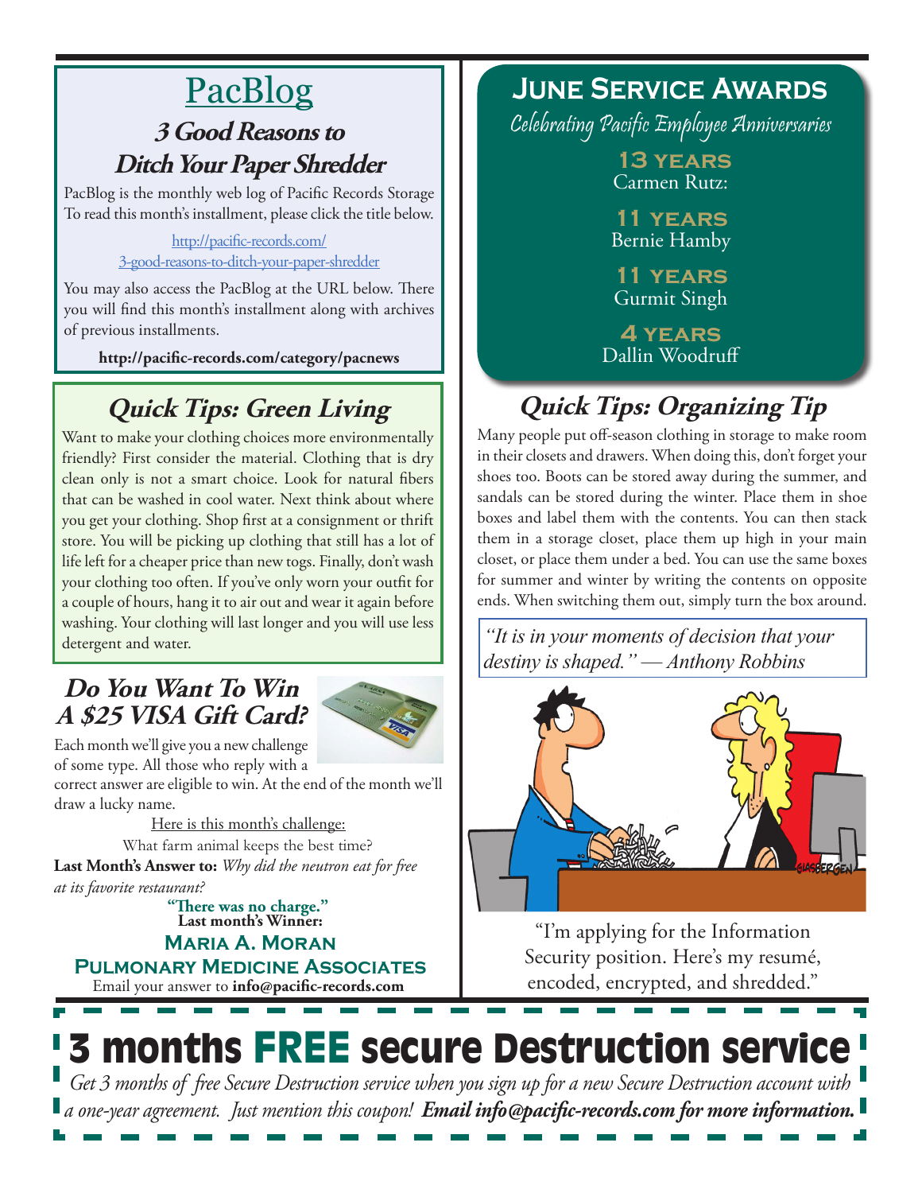# PacBlog

## 3 Good Reasons to Ditch Your Paper Shredder

PacBlog is the monthly web log of Pacific Records Storage To read this month's installment, please click the title below.

http://pacific-records.com/3-good-reasons-to-ditch-your-paper-shredder

You may also access the PacBlog at the URL below. There you will find this month's installment along with archives of previous installments.

**http://pacific-records.com/category/pacnews**

## Quick Tips: Green Living

Want to make your clothing choices more environmentally friendly? First consider the material. Clothing that is dry clean only is not a smart choice. Look for natural fibers that can be washed in cool water. Next think about where you get your clothing. Shop first at a consignment or thrift store. You will be picking up clothing that still has a lot of life left for a cheaper price than new togs. Finally, don't wash your clothing too often. If you've only worn your outfit for a couple of hours, hang it to air out and wear it again before washing. Your clothing will last longer and you will use less detergent and water.

## Do You Want To Win A $25 VISA Gift Card?

Each month we'll give you a new challenge of some type. All those who reply with a correct answer are eligible to win. At the end of the month we'll draw a lucky name.

Here is this month's challenge:

What farm animal keeps the best time?

**Last Month's Answer to:** *Why did the neutron eat for free at its favorite restaurant?*

**"There was no charge."**

**Last month's Winner:**

**Maria A. Moran**
**Pulmonary Medicine Associates**

Email your answer to **info@pacific-records.com**

## June Service Awards

*Celebrating Pacific Employee Anniversaries*

**13 years**
Carmen Rutz:

**11 years**
Bernie Hamby

**11 years**
Gurmit Singh

**4 years**
Dallin Woodruff

## Quick Tips: Organizing Tip

Many people put off-season clothing in storage to make room in their closets and drawers. When doing this, don't forget your shoes too. Boots can be stored away during the summer, and sandals can be stored during the winter. Place them in shoe boxes and label them with the contents. You can then stack them in a storage closet, place them up high in your main closet, or place them under a bed. You can use the same boxes for summer and winter by writing the contents on opposite ends. When switching them out, simply turn the box around.

*"It is in your moments of decision that your destiny is shaped." — Anthony Robbins*

"I'm applying for the Information Security position. Here's my resumé, encoded, encrypted, and shredded."

# 3 months FREE secure Destruction service

*Get 3 months of free Secure Destruction service when you sign up for a new Secure Destruction account with a one-year agreement. Just mention this coupon!* ***Email info@pacific-records.com for more information.***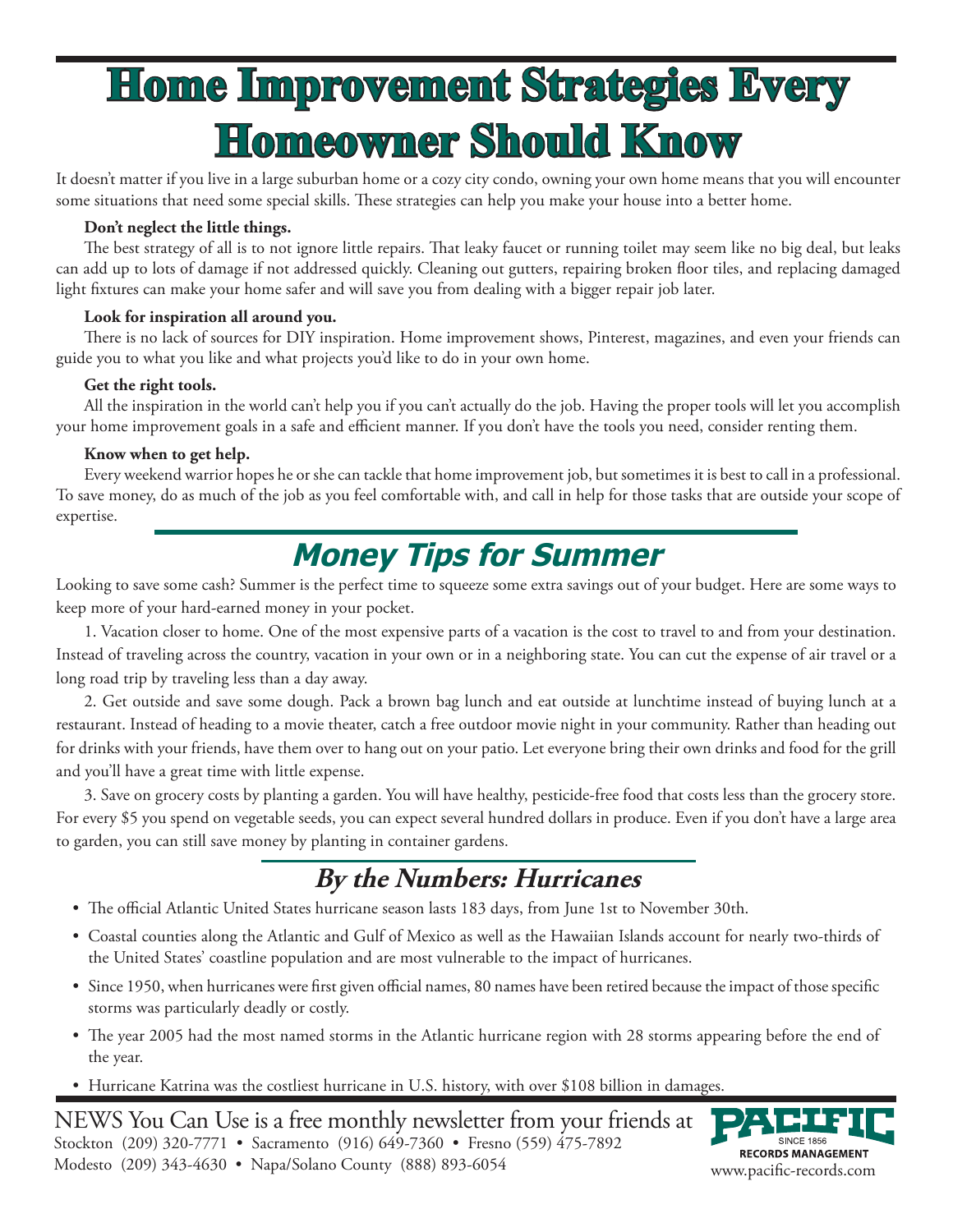# Home Improvement Strategies Every Homeowner Should Know

It doesn't matter if you live in a large suburban home or a cozy city condo, owning your own home means that you will encounter some situations that need some special skills. These strategies can help you make your house into a better home.

**Don't neglect the little things.**

The best strategy of all is to not ignore little repairs. That leaky faucet or running toilet may seem like no big deal, but leaks can add up to lots of damage if not addressed quickly. Cleaning out gutters, repairing broken floor tiles, and replacing damaged light fixtures can make your home safer and will save you from dealing with a bigger repair job later.

**Look for inspiration all around you.**

There is no lack of sources for DIY inspiration. Home improvement shows, Pinterest, magazines, and even your friends can guide you to what you like and what projects you'd like to do in your own home.

**Get the right tools.**

All the inspiration in the world can't help you if you can't actually do the job. Having the proper tools will let you accomplish your home improvement goals in a safe and efficient manner. If you don't have the tools you need, consider renting them.

**Know when to get help.**

Every weekend warrior hopes he or she can tackle that home improvement job, but sometimes it is best to call in a professional. To save money, do as much of the job as you feel comfortable with, and call in help for those tasks that are outside your scope of expertise.

## *Money Tips for Summer*

Looking to save some cash? Summer is the perfect time to squeeze some extra savings out of your budget. Here are some ways to keep more of your hard-earned money in your pocket.

1. Vacation closer to home. One of the most expensive parts of a vacation is the cost to travel to and from your destination. Instead of traveling across the country, vacation in your own or in a neighboring state. You can cut the expense of air travel or a long road trip by traveling less than a day away.

2. Get outside and save some dough. Pack a brown bag lunch and eat outside at lunchtime instead of buying lunch at a restaurant. Instead of heading to a movie theater, catch a free outdoor movie night in your community. Rather than heading out for drinks with your friends, have them over to hang out on your patio. Let everyone bring their own drinks and food for the grill and you'll have a great time with little expense.

3. Save on grocery costs by planting a garden. You will have healthy, pesticide-free food that costs less than the grocery store. For every $5 you spend on vegetable seeds, you can expect several hundred dollars in produce. Even if you don't have a large area to garden, you can still save money by planting in container gardens.

## *By the Numbers: Hurricanes*

- The official Atlantic United States hurricane season lasts 183 days, from June 1st to November 30th.
- Coastal counties along the Atlantic and Gulf of Mexico as well as the Hawaiian Islands account for nearly two-thirds of the United States' coastline population and are most vulnerable to the impact of hurricanes.
- Since 1950, when hurricanes were first given official names, 80 names have been retired because the impact of those specific storms was particularly deadly or costly.
- The year 2005 had the most named storms in the Atlantic hurricane region with 28 storms appearing before the end of the year.
- Hurricane Katrina was the costliest hurricane in U.S. history, with over $108 billion in damages.

NEWS You Can Use is a free monthly newsletter from your friends at
Stockton (209) 320-7771 • Sacramento (916) 649-7360 • Fresno (559) 475-7892
Modesto (209) 343-4630 • Napa/Solano County (888) 893-6054

PACIFIC
SINCE 1856
RECORDS MANAGEMENT
www.pacific-records.com